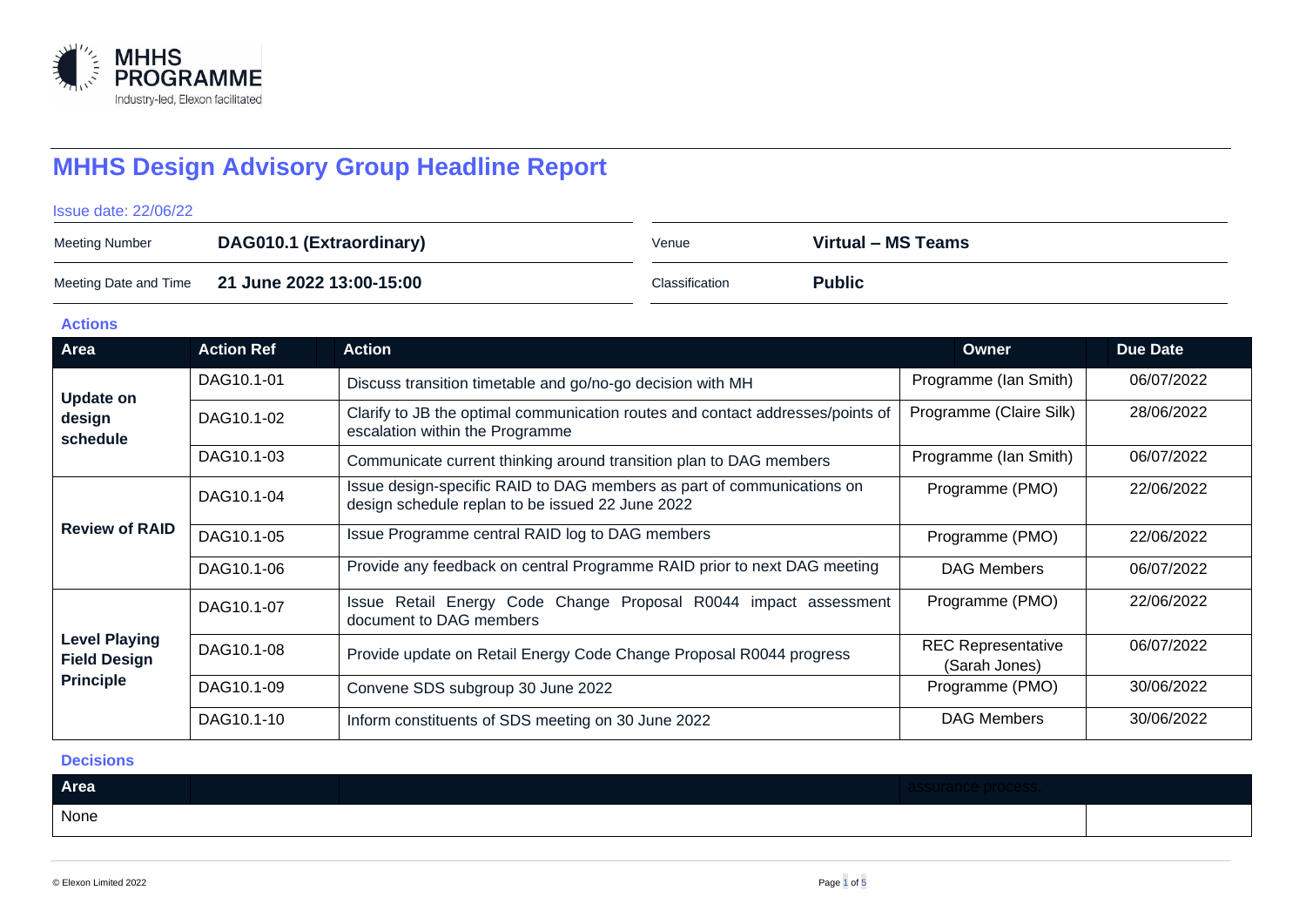# MHHS Design Advisory Group Headline Report

Issue date: 22/06/22

| Meeting Number | DAG010.1 (Extraordinary) | Venue | Virtual – MS Teams |
|---|---|---|---|
| Meeting Date and Time | 21 June 2022 13:00-15:00 | Classification | Public |

### Actions

| Area | Action Ref | Action | Owner | Due Date |
|---|---|---|---|---|
| Update on design schedule | DAG10.1-01 | Discuss transition timetable and go/no-go decision with MH | Programme (Ian Smith) | 06/07/2022 |
| | DAG10.1-02 | Clarify to JB the optimal communication routes and contact addresses/points of escalation within the Programme | Programme (Claire Silk) | 28/06/2022 |
| | DAG10.1-03 | Communicate current thinking around transition plan to DAG members | Programme (Ian Smith) | 06/07/2022 |
| Review of RAID | DAG10.1-04 | Issue design-specific RAID to DAG members as part of communications on design schedule replan to be issued 22 June 2022 | Programme (PMO) | 22/06/2022 |
| | DAG10.1-05 | Issue Programme central RAID log to DAG members | Programme (PMO) | 22/06/2022 |
| | DAG10.1-06 | Provide any feedback on central Programme RAID prior to next DAG meeting | DAG Members | 06/07/2022 |
| Level Playing Field Design Principle | DAG10.1-07 | Issue Retail Energy Code Change Proposal R0044 impact assessment document to DAG members | Programme (PMO) | 22/06/2022 |
| | DAG10.1-08 | Provide update on Retail Energy Code Change Proposal R0044 progress | REC Representative (Sarah Jones) | 06/07/2022 |
| | DAG10.1-09 | Convene SDS subgroup 30 June 2022 | Programme (PMO) | 30/06/2022 |
| | DAG10.1-10 | Inform constituents of SDS meeting on 30 June 2022 | DAG Members | 30/06/2022 |

### Decisions

| Area | |
|---|---|
| None | |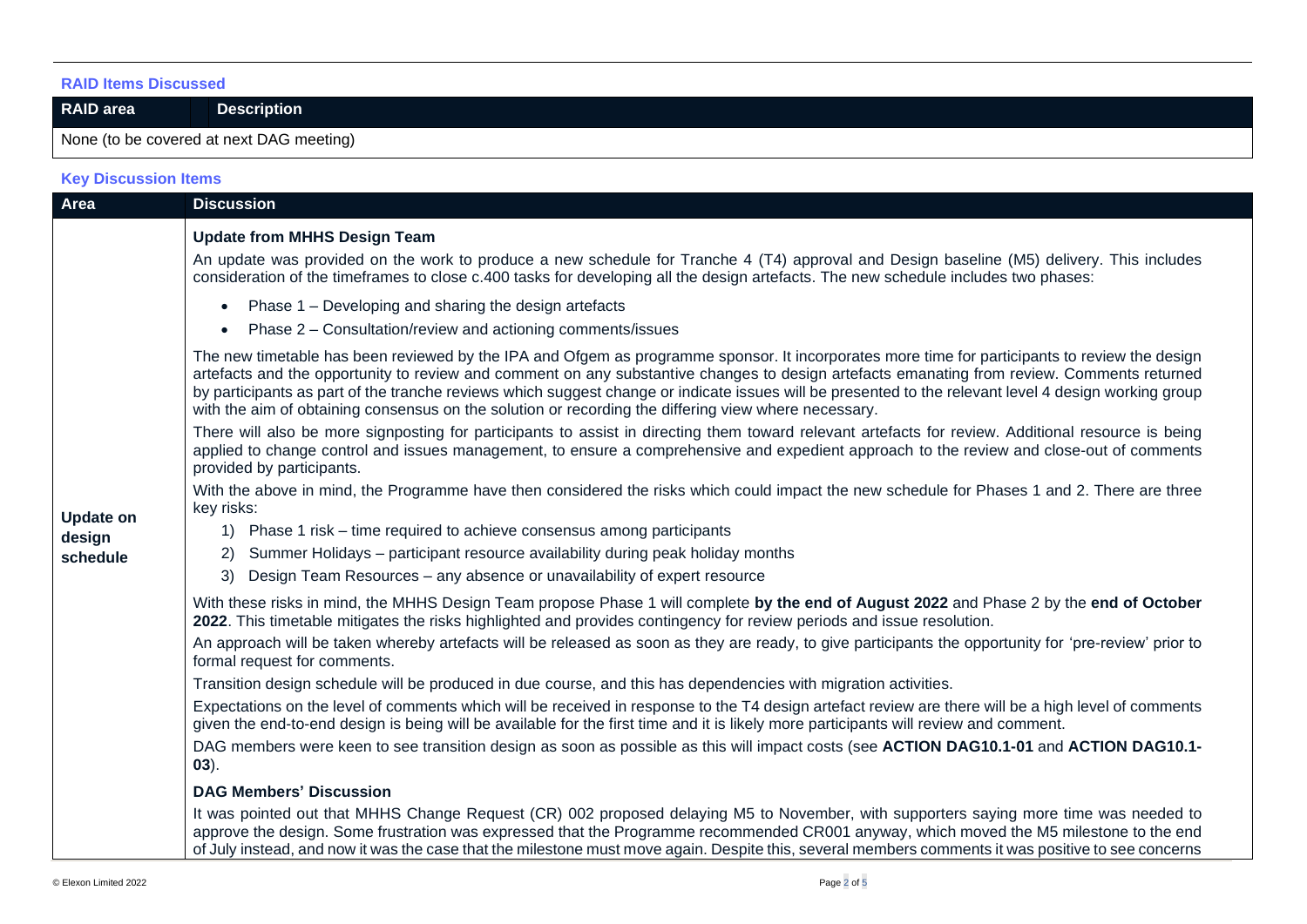### RAID Items Discussed

| RAID area | Description |
| --- | --- |
| None (to be covered at next DAG meeting) | |

### Key Discussion Items

| Area | Discussion |
| --- | --- |
| **Update on design schedule** | **Update from MHHS Design Team**<br>An update was provided on the work to produce a new schedule for Tranche 4 (T4) approval and Design baseline (M5) delivery. This includes consideration of the timeframes to close c.400 tasks for developing all the design artefacts. The new schedule includes two phases:<br>• Phase 1 – Developing and sharing the design artefacts<br>• Phase 2 – Consultation/review and actioning comments/issues<br>The new timetable has been reviewed by the IPA and Ofgem as programme sponsor. It incorporates more time for participants to review the design artefacts and the opportunity to review and comment on any substantive changes to design artefacts emanating from review. Comments returned by participants as part of the tranche reviews which suggest change or indicate issues will be presented to the relevant level 4 design working group with the aim of obtaining consensus on the solution or recording the differing view where necessary.<br>There will also be more signposting for participants to assist in directing them toward relevant artefacts for review. Additional resource is being applied to change control and issues management, to ensure a comprehensive and expedient approach to the review and close-out of comments provided by participants.<br>With the above in mind, the Programme have then considered the risks which could impact the new schedule for Phases 1 and 2. There are three key risks:<br>1) Phase 1 risk – time required to achieve consensus among participants<br>2) Summer Holidays – participant resource availability during peak holiday months<br>3) Design Team Resources – any absence or unavailability of expert resource<br>With these risks in mind, the MHHS Design Team propose Phase 1 will complete **by the end of August 2022** and Phase 2 by the **end of October 2022**. This timetable mitigates the risks highlighted and provides contingency for review periods and issue resolution.<br>An approach will be taken whereby artefacts will be released as soon as they are ready, to give participants the opportunity for 'pre-review' prior to formal request for comments.<br>Transition design schedule will be produced in due course, and this has dependencies with migration activities.<br>Expectations on the level of comments which will be received in response to the T4 design artefact review are there will be a high level of comments given the end-to-end design is being will be available for the first time and it is likely more participants will review and comment.<br>DAG members were keen to see transition design as soon as possible as this will impact costs (see **ACTION DAG10.1-01** and **ACTION DAG10.1-03**).<br>**DAG Members' Discussion**<br>It was pointed out that MHHS Change Request (CR) 002 proposed delaying M5 to November, with supporters saying more time was needed to approve the design. Some frustration was expressed that the Programme recommended CR001 anyway, which moved the M5 milestone to the end of July instead, and now it was the case that the milestone must move again. Despite this, several members comments it was positive to see concerns |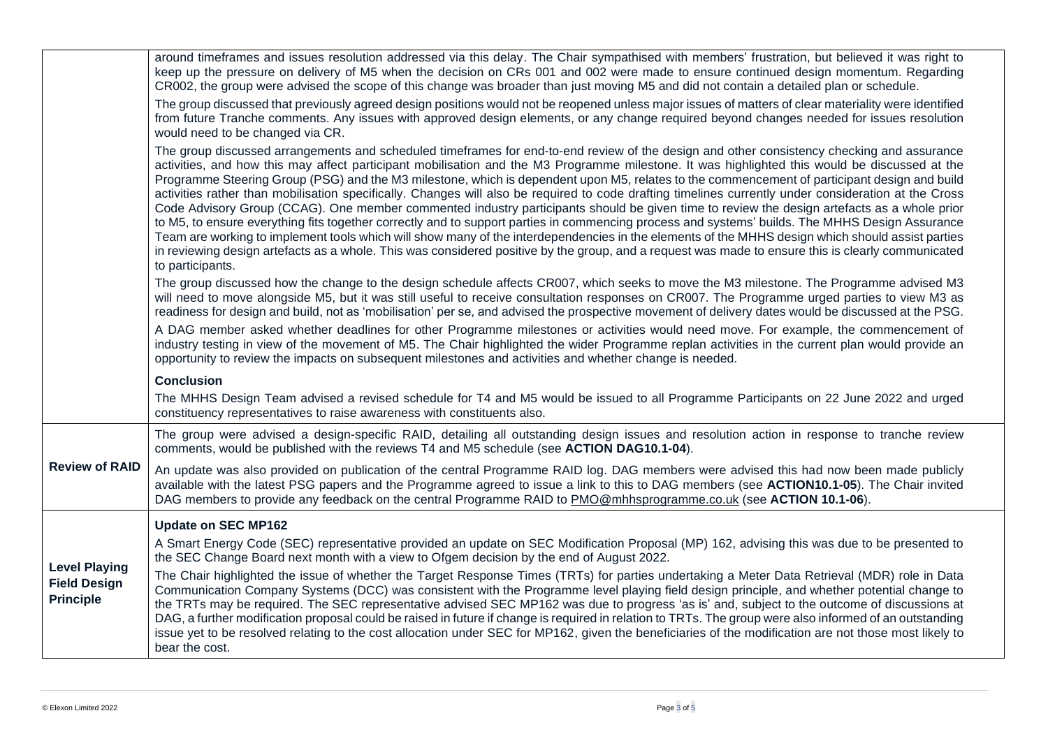| | |
|---|---|
| | around timeframes and issues resolution addressed via this delay. The Chair sympathised with members' frustration, but believed it was right to keep up the pressure on delivery of M5 when the decision on CRs 001 and 002 were made to ensure continued design momentum. Regarding CR002, the group were advised the scope of this change was broader than just moving M5 and did not contain a detailed plan or schedule.<br><br>The group discussed that previously agreed design positions would not be reopened unless major issues of matters of clear materiality were identified from future Tranche comments. Any issues with approved design elements, or any change required beyond changes needed for issues resolution would need to be changed via CR.<br><br>The group discussed arrangements and scheduled timeframes for end-to-end review of the design and other consistency checking and assurance activities, and how this may affect participant mobilisation and the M3 Programme milestone. It was highlighted this would be discussed at the Programme Steering Group (PSG) and the M3 milestone, which is dependent upon M5, relates to the commencement of participant design and build activities rather than mobilisation specifically. Changes will also be required to code drafting timelines currently under consideration at the Cross Code Advisory Group (CCAG). One member commented industry participants should be given time to review the design artefacts as a whole prior to M5, to ensure everything fits together correctly and to support parties in commencing process and systems' builds. The MHHS Design Assurance Team are working to implement tools which will show many of the interdependencies in the elements of the MHHS design which should assist parties in reviewing design artefacts as a whole. This was considered positive by the group, and a request was made to ensure this is clearly communicated to participants.<br><br>The group discussed how the change to the design schedule affects CR007, which seeks to move the M3 milestone. The Programme advised M3 will need to move alongside M5, but it was still useful to receive consultation responses on CR007. The Programme urged parties to view M3 as readiness for design and build, not as 'mobilisation' per se, and advised the prospective movement of delivery dates would be discussed at the PSG.<br><br>A DAG member asked whether deadlines for other Programme milestones or activities would need move. For example, the commencement of industry testing in view of the movement of M5. The Chair highlighted the wider Programme replan activities in the current plan would provide an opportunity to review the impacts on subsequent milestones and activities and whether change is needed.<br><br>**Conclusion**<br><br>The MHHS Design Team advised a revised schedule for T4 and M5 would be issued to all Programme Participants on 22 June 2022 and urged constituency representatives to raise awareness with constituents also. |
| **Review of RAID** | The group were advised a design-specific RAID, detailing all outstanding design issues and resolution action in response to tranche review comments, would be published with the reviews T4 and M5 schedule (see **ACTION DAG10.1-04**).<br><br>An update was also provided on publication of the central Programme RAID log. DAG members were advised this had now been made publicly available with the latest PSG papers and the Programme agreed to issue a link to this to DAG members (see **ACTION10.1-05**). The Chair invited DAG members to provide any feedback on the central Programme RAID to PMO@mhhsprogramme.co.uk (see **ACTION 10.1-06**). |
| **Level Playing Field Design Principle** | **Update on SEC MP162**<br><br>A Smart Energy Code (SEC) representative provided an update on SEC Modification Proposal (MP) 162, advising this was due to be presented to the SEC Change Board next month with a view to Ofgem decision by the end of August 2022.<br><br>The Chair highlighted the issue of whether the Target Response Times (TRTs) for parties undertaking a Meter Data Retrieval (MDR) role in Data Communication Company Systems (DCC) was consistent with the Programme level playing field design principle, and whether potential change to the TRTs may be required. The SEC representative advised SEC MP162 was due to progress 'as is' and, subject to the outcome of discussions at DAG, a further modification proposal could be raised in future if change is required in relation to TRTs. The group were also informed of an outstanding issue yet to be resolved relating to the cost allocation under SEC for MP162, given the beneficiaries of the modification are not those most likely to bear the cost. |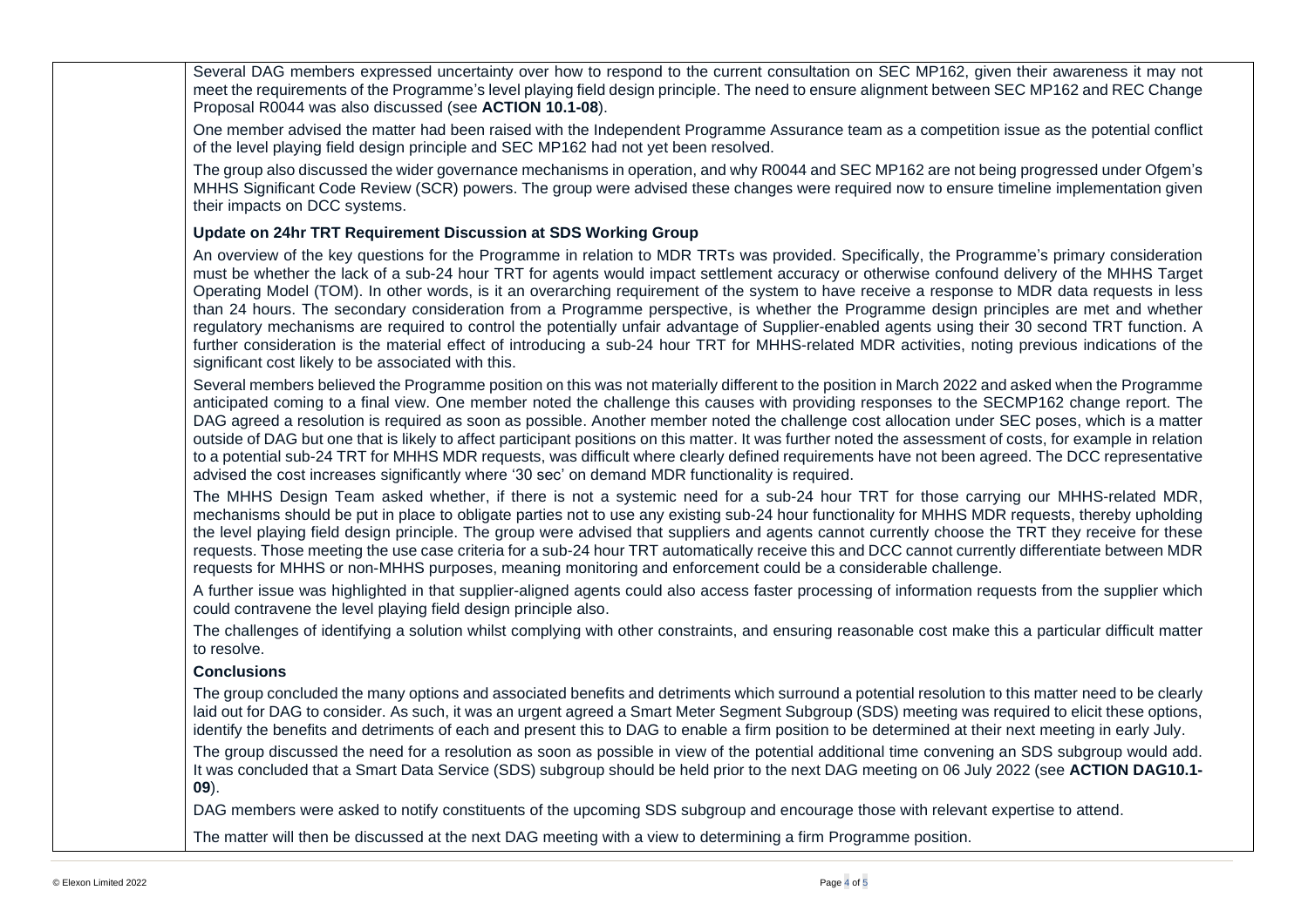Several DAG members expressed uncertainty over how to respond to the current consultation on SEC MP162, given their awareness it may not meet the requirements of the Programme's level playing field design principle. The need to ensure alignment between SEC MP162 and REC Change Proposal R0044 was also discussed (see **ACTION 10.1-08**).

One member advised the matter had been raised with the Independent Programme Assurance team as a competition issue as the potential conflict of the level playing field design principle and SEC MP162 had not yet been resolved.

The group also discussed the wider governance mechanisms in operation, and why R0044 and SEC MP162 are not being progressed under Ofgem's MHHS Significant Code Review (SCR) powers. The group were advised these changes were required now to ensure timeline implementation given their impacts on DCC systems.

**Update on 24hr TRT Requirement Discussion at SDS Working Group**

An overview of the key questions for the Programme in relation to MDR TRTs was provided. Specifically, the Programme's primary consideration must be whether the lack of a sub-24 hour TRT for agents would impact settlement accuracy or otherwise confound delivery of the MHHS Target Operating Model (TOM). In other words, is it an overarching requirement of the system to have receive a response to MDR data requests in less than 24 hours. The secondary consideration from a Programme perspective, is whether the Programme design principles are met and whether regulatory mechanisms are required to control the potentially unfair advantage of Supplier-enabled agents using their 30 second TRT function. A further consideration is the material effect of introducing a sub-24 hour TRT for MHHS-related MDR activities, noting previous indications of the significant cost likely to be associated with this.

Several members believed the Programme position on this was not materially different to the position in March 2022 and asked when the Programme anticipated coming to a final view. One member noted the challenge this causes with providing responses to the SECMP162 change report. The DAG agreed a resolution is required as soon as possible. Another member noted the challenge cost allocation under SEC poses, which is a matter outside of DAG but one that is likely to affect participant positions on this matter. It was further noted the assessment of costs, for example in relation to a potential sub-24 TRT for MHHS MDR requests, was difficult where clearly defined requirements have not been agreed. The DCC representative advised the cost increases significantly where '30 sec' on demand MDR functionality is required.

The MHHS Design Team asked whether, if there is not a systemic need for a sub-24 hour TRT for those carrying our MHHS-related MDR, mechanisms should be put in place to obligate parties not to use any existing sub-24 hour functionality for MHHS MDR requests, thereby upholding the level playing field design principle. The group were advised that suppliers and agents cannot currently choose the TRT they receive for these requests. Those meeting the use case criteria for a sub-24 hour TRT automatically receive this and DCC cannot currently differentiate between MDR requests for MHHS or non-MHHS purposes, meaning monitoring and enforcement could be a considerable challenge.

A further issue was highlighted in that supplier-aligned agents could also access faster processing of information requests from the supplier which could contravene the level playing field design principle also.

The challenges of identifying a solution whilst complying with other constraints, and ensuring reasonable cost make this a particular difficult matter to resolve.

**Conclusions**

The group concluded the many options and associated benefits and detriments which surround a potential resolution to this matter need to be clearly laid out for DAG to consider. As such, it was an urgent agreed a Smart Meter Segment Subgroup (SDS) meeting was required to elicit these options, identify the benefits and detriments of each and present this to DAG to enable a firm position to be determined at their next meeting in early July.

The group discussed the need for a resolution as soon as possible in view of the potential additional time convening an SDS subgroup would add. It was concluded that a Smart Data Service (SDS) subgroup should be held prior to the next DAG meeting on 06 July 2022 (see **ACTION DAG10.1-09**).

DAG members were asked to notify constituents of the upcoming SDS subgroup and encourage those with relevant expertise to attend.

The matter will then be discussed at the next DAG meeting with a view to determining a firm Programme position.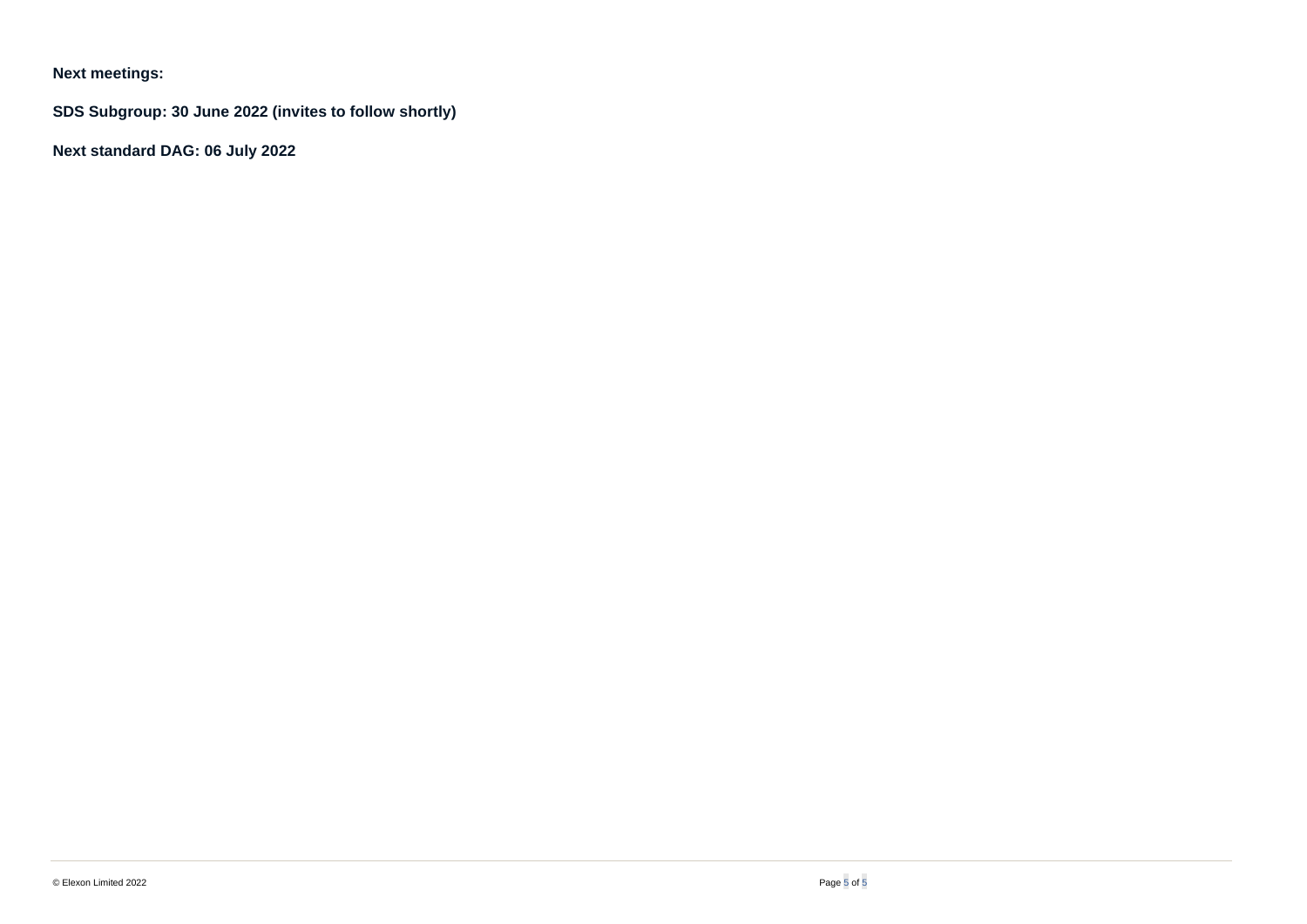**Next meetings:**

**SDS Subgroup: 30 June 2022 (invites to follow shortly)**

**Next standard DAG: 06 July 2022**